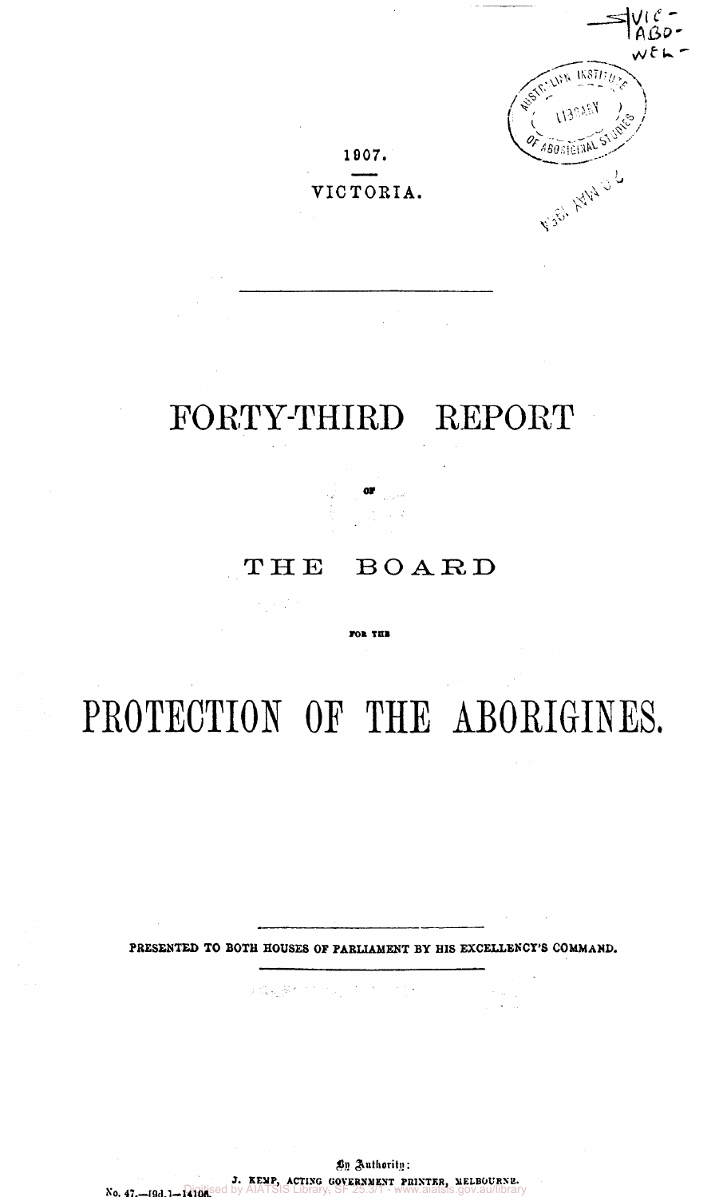1907.

VICTORIA.

# FORTY-THIRD REPORT

OF

## THE BOARD

FOR THE

# PROTECTION OF THE ABORIGINES.

**PRESENTED TO BOTH HOUSES OF PARLIAMENT BY HIS EXCELLENCY'S COMMAND.**

By Authority:

J. KEMP, ACTING GOVERNMENT PRINTER, MELBOURNE.

No. 47.—[9d.]—14108.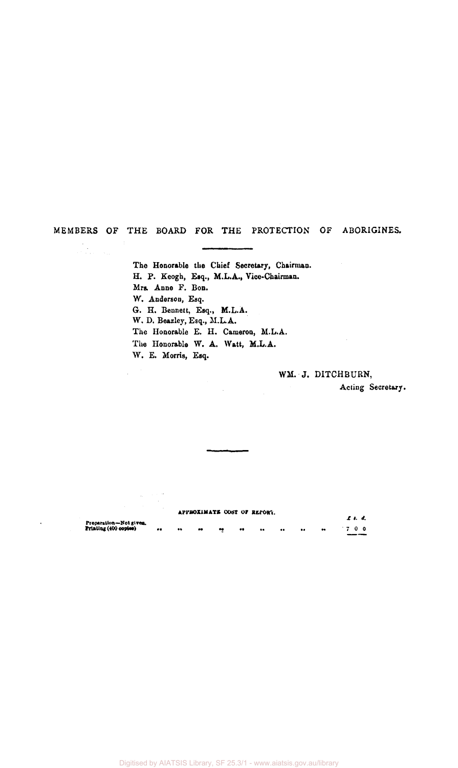## MEMBERS OF THE BOARD FOR THE PROTECTION OF ABORIGINES.

The Honorable the Chief Secretary, Chairman.
H. P. Keogh, Esq., M.L.A., Vice-Chairman.
Mrs. Anne F. Bon.
W. Anderson, Esq.
G. H. Bennett, Esq., M.L.A.
W. D. Beazley, Esq., M.L.A.
The Honorable E. H. Cameron, M.L.A.
The Honorable W. A. Watt, M.L.A.
W. E. Morris, Esq.

WM. J. DITCHBURN,
Acting Secretary.

APPROXIMATE COST OF REPORT.

| | £ s. d. |
|---|---|
| Preparation—Not given. | |
| Printing (400 copies) .. .. .. .. .. .. .. .. .. | 7 0 0 |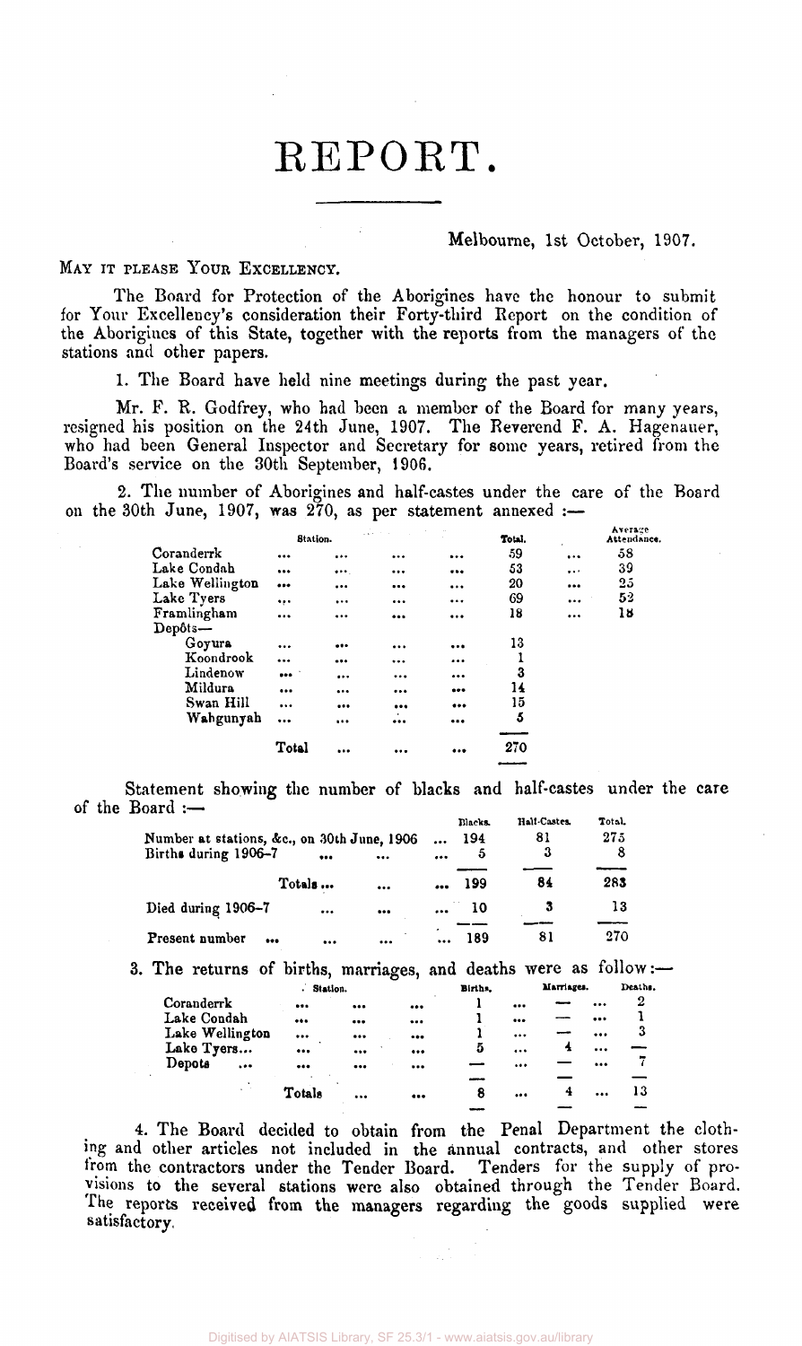# REPORT.

Melbourne, 1st October, 1907.

MAY IT PLEASE YOUR EXCELLENCY.

The Board for Protection of the Aborigines have the honour to submit for Your Excellency's consideration their Forty-third Report on the condition of the Aborigines of this State, together with the reports from the managers of the stations and other papers.

1. The Board have held nine meetings during the past year.

Mr. F. R. Godfrey, who had been a member of the Board for many years, resigned his position on the 24th June, 1907. The Reverend F. A. Hagenauer, who had been General Inspector and Secretary for some years, retired from the Board's service on the 30th September, 1906.

2. The number of Aborigines and half-castes under the care of the Board on the 30th June, 1907, was 270, as per statement annexed :—

| Station. | Total. | Average Attendance. |
|---|---|---|
| Coranderrk | 59 | 58 |
| Lake Condah | 53 | 39 |
| Lake Wellington | 20 | 25 |
| Lake Tyers | 69 | 52 |
| Framlingham | 18 | 18 |
| Depôts— | | |
| Goyura | 13 | |
| Koondrook | 1 | |
| Lindenow | 3 | |
| Mildura | 14 | |
| Swan Hill | 15 | |
| Wahgunyah | 5 | |
| Total | 270 | |

Statement showing the number of blacks and half-castes under the care of the Board :—

| | Blacks. | Half-Castes. | Total. |
|---|---|---|---|
| Number at stations, &c., on 30th June, 1906 | 194 | 81 | 275 |
| Births during 1906–7 | 5 | 3 | 8 |
| Totals ... | 199 | 84 | 283 |
| Died during 1906–7 | 10 | 3 | 13 |
| Present number | 189 | 81 | 270 |

3. The returns of births, marriages, and deaths were as follow:—

| Station. | Births. | Marriages. | Deaths. |
|---|---|---|---|
| Coranderrk | 1 | — | 2 |
| Lake Condah | 1 | — | 1 |
| Lake Wellington | 1 | — | 3 |
| Lake Tyers... | 5 | 4 | — |
| Depots | — | — | 7 |
| Totals | 8 | 4 | 13 |

4. The Board decided to obtain from the Penal Department the clothing and other articles not included in the annual contracts, and other stores from the contractors under the Tender Board. Tenders for the supply of provisions to the several stations were also obtained through the Tender Board. The reports received from the managers regarding the goods supplied were satisfactory.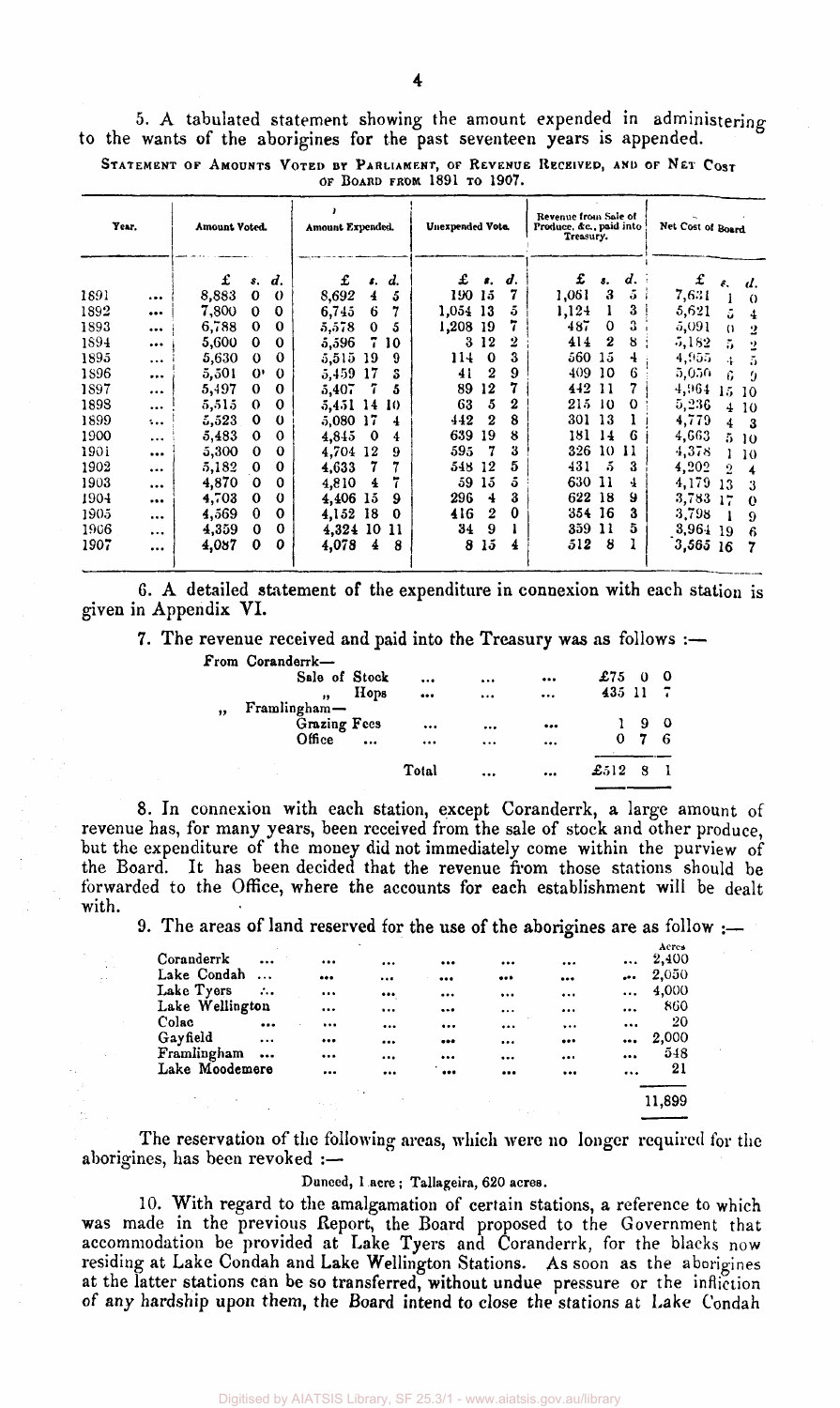5. A tabulated statement showing the amount expended in administering to the wants of the aborigines for the past seventeen years is appended.

STATEMENT OF AMOUNTS VOTED BY PARLIAMENT, OF REVENUE RECEIVED, AND OF NET COST OF BOARD FROM 1891 TO 1907.

| Year. | Amount Voted. | Amount Expended. | Unexpended Vote. | Revenue from Sale of Produce, &c., paid into Treasury. | Net Cost of Board. |
|---|---|---|---|---|---|
| | £ s. d. | £ s. d. | £ s. d. | £ s. d. | £ s. d. |
| 1891 ... | 8,883 0 0 | 8,692 4 5 | 190 15 7 | 1,061 3 5 | 7,631 1 0 |
| 1892 ... | 7,800 0 0 | 6,745 6 7 | 1,054 13 5 | 1,124 1 3 | 5,621 5 4 |
| 1893 ... | 6,788 0 0 | 5,578 0 5 | 1,208 19 7 | 487 0 3 | 5,091 0 2 |
| 1894 ... | 5,600 0 0 | 5,596 7 10 | 3 12 2 | 414 2 8 | 5,182 5 2 |
| 1895 ... | 5,630 0 0 | 5,515 19 9 | 114 0 3 | 560 15 4 | 4,955 4 5 |
| 1896 ... | 5,501 0 0 | 5,459 17 3 | 41 2 9 | 409 10 6 | 5,050 6 9 |
| 1897 ... | 5,497 0 0 | 5,407 7 5 | 89 12 7 | 442 11 7 | 4,964 15 10 |
| 1898 ... | 5,515 0 0 | 5,451 14 10 | 63 5 2 | 215 10 0 | 5,236 4 10 |
| 1899 ... | 5,523 0 0 | 5,080 17 4 | 442 2 8 | 301 13 1 | 4,779 4 3 |
| 1900 ... | 5,483 0 0 | 4,845 0 4 | 639 19 8 | 181 14 6 | 4,663 5 10 |
| 1901 ... | 5,300 0 0 | 4,704 12 9 | 595 7 3 | 326 10 11 | 4,378 1 10 |
| 1902 ... | 5,182 0 0 | 4,633 7 7 | 548 12 5 | 431 5 3 | 4,202 2 4 |
| 1903 ... | 4,870 0 0 | 4,810 4 7 | 59 15 5 | 630 11 4 | 4,179 13 3 |
| 1904 ... | 4,703 0 0 | 4,406 15 9 | 296 4 3 | 622 18 9 | 3,783 17 0 |
| 1905 ... | 4,569 0 0 | 4,152 18 0 | 416 2 0 | 354 16 3 | 3,798 1 9 |
| 1906 ... | 4,359 0 0 | 4,324 10 11 | 34 9 1 | 359 11 5 | 3,964 19 6 |
| 1907 ... | 4,087 0 0 | 4,078 4 8 | 8 15 4 | 512 8 1 | 3,565 16 7 |

6. A detailed statement of the expenditure in connexion with each station is given in Appendix VI.

7. The revenue received and paid into the Treasury was as follows :—

| | | £ s. d. |
|---|---|---|
| From Coranderrk— | | |
| Sale of Stock | ... ... ... | £75 0 0 |
| " Hops | ... ... ... | 435 11 7 |
| " Framlingham— | | |
| Grazing Fees | ... ... ... | 1 9 0 |
| Office ... | ... ... ... | 0 7 6 |
| | Total ... ... | £512 8 1 |

8. In connexion with each station, except Coranderrk, a large amount of revenue has, for many years, been received from the sale of stock and other produce, but the expenditure of the money did not immediately come within the purview of the Board. It has been decided that the revenue from those stations should be forwarded to the Office, where the accounts for each establishment will be dealt with.

9. The areas of land reserved for the use of the aborigines are as follow :—

| | Acres |
|---|---|
| Coranderrk ... | 2,400 |
| Lake Condah ... | 2,050 |
| Lake Tyers ... | 4,000 |
| Lake Wellington | 860 |
| Colac ... | 20 |
| Gayfield ... | 2,000 |
| Framlingham ... | 548 |
| Lake Moodemere | 21 |
| | 11,899 |

The reservation of the following areas, which were no longer required for the aborigines, has been revoked :—

Duneed, 1 acre ; Tallageira, 620 acres.

10. With regard to the amalgamation of certain stations, a reference to which was made in the previous Report, the Board proposed to the Government that accommodation be provided at Lake Tyers and Coranderrk, for the blacks now residing at Lake Condah and Lake Wellington Stations. As soon as the aborigines at the latter stations can be so transferred, without undue pressure or the infliction of any hardship upon them, the Board intend to close the stations at Lake Condah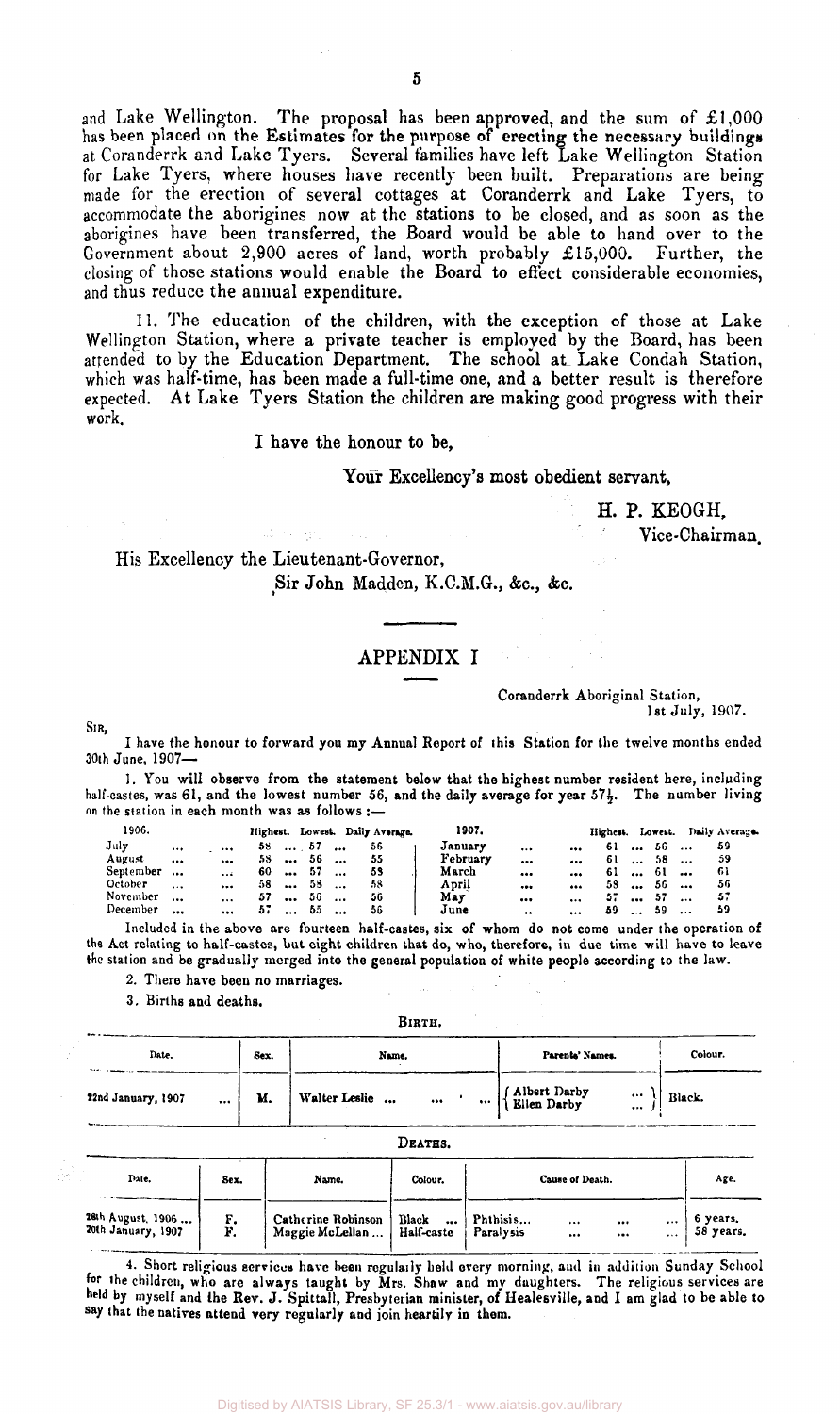and Lake Wellington. The proposal has been approved, and the sum of £1,000 has been placed on the Estimates for the purpose of erecting the necessary buildings at Coranderrk and Lake Tyers. Several families have left Lake Wellington Station for Lake Tyers, where houses have recently been built. Preparations are being made for the erection of several cottages at Coranderrk and Lake Tyers, to accommodate the aborigines now at the stations to be closed, and as soon as the aborigines have been transferred, the Board would be able to hand over to the Government about 2,900 acres of land, worth probably £15,000. Further, the closing of those stations would enable the Board to effect considerable economies, and thus reduce the annual expenditure.

11. The education of the children, with the exception of those at Lake Wellington Station, where a private teacher is employed by the Board, has been attended to by the Education Department. The school at Lake Condah Station, which was half-time, has been made a full-time one, and a better result is therefore expected. At Lake Tyers Station the children are making good progress with their work.

I have the honour to be,

Your Excellency's most obedient servant,

H. P. KEOGH,
Vice-Chairman.

His Excellency the Lieutenant-Governor,
Sir John Madden, K.C.M.G., &c., &c.

## APPENDIX I

Coranderrk Aboriginal Station,
1st July, 1907.

SIR,

I have the honour to forward you my Annual Report of this Station for the twelve months ended 30th June, 1907—

1. You will observe from the statement below that the highest number resident here, including half-castes, was 61, and the lowest number 56, and the daily average for year 57½. The number living on the station in each month was as follows :—

| 1906. | Highest. | Lowest. | Daily Average. | 1907. | Highest. | Lowest. | Daily Average. |
|---|---|---|---|---|---|---|---|
| July | 58 | 57 | 56 | January | 61 | 56 | 59 |
| August | 58 | 56 | 55 | February | 61 | 58 | 59 |
| September | 60 | 57 | 59 | March | 61 | 61 | 61 |
| October | 58 | 58 | 58 | April | 58 | 56 | 56 |
| November | 57 | 56 | 56 | May | 57 | 57 | 57 |
| December | 57 | 55 | 56 | June | 59 | 59 | 59 |

Included in the above are fourteen half-castes, six of whom do not come under the operation of the Act relating to half-castes, but eight children that do, who, therefore, in due time will have to leave the station and be gradually merged into the general population of white people according to the law.

2. There have been no marriages.

3. Births and deaths.

BIRTH.

| Date. | Sex. | Name. | Parents' Names. | Colour. |
|---|---|---|---|---|
| 22nd January, 1907 | M. | Walter Leslie | Albert Darby / Ellen Darby | Black. |

DEATHS.

| Date. | Sex. | Name. | Colour. | Cause of Death. | Age. |
|---|---|---|---|---|---|
| 28th August, 1906 | F. | Catherine Robinson | Black | Phthisis | 6 years. |
| 20th January, 1907 | F. | Maggie McLellan | Half-caste | Paralysis | 58 years. |

4. Short religious services have been regularly held every morning, and in addition Sunday School for the children, who are always taught by Mrs. Shaw and my daughters. The religious services are held by myself and the Rev. J. Spittall, Presbyterian minister, of Healesville, and I am glad to be able to say that the natives attend very regularly and join heartily in them.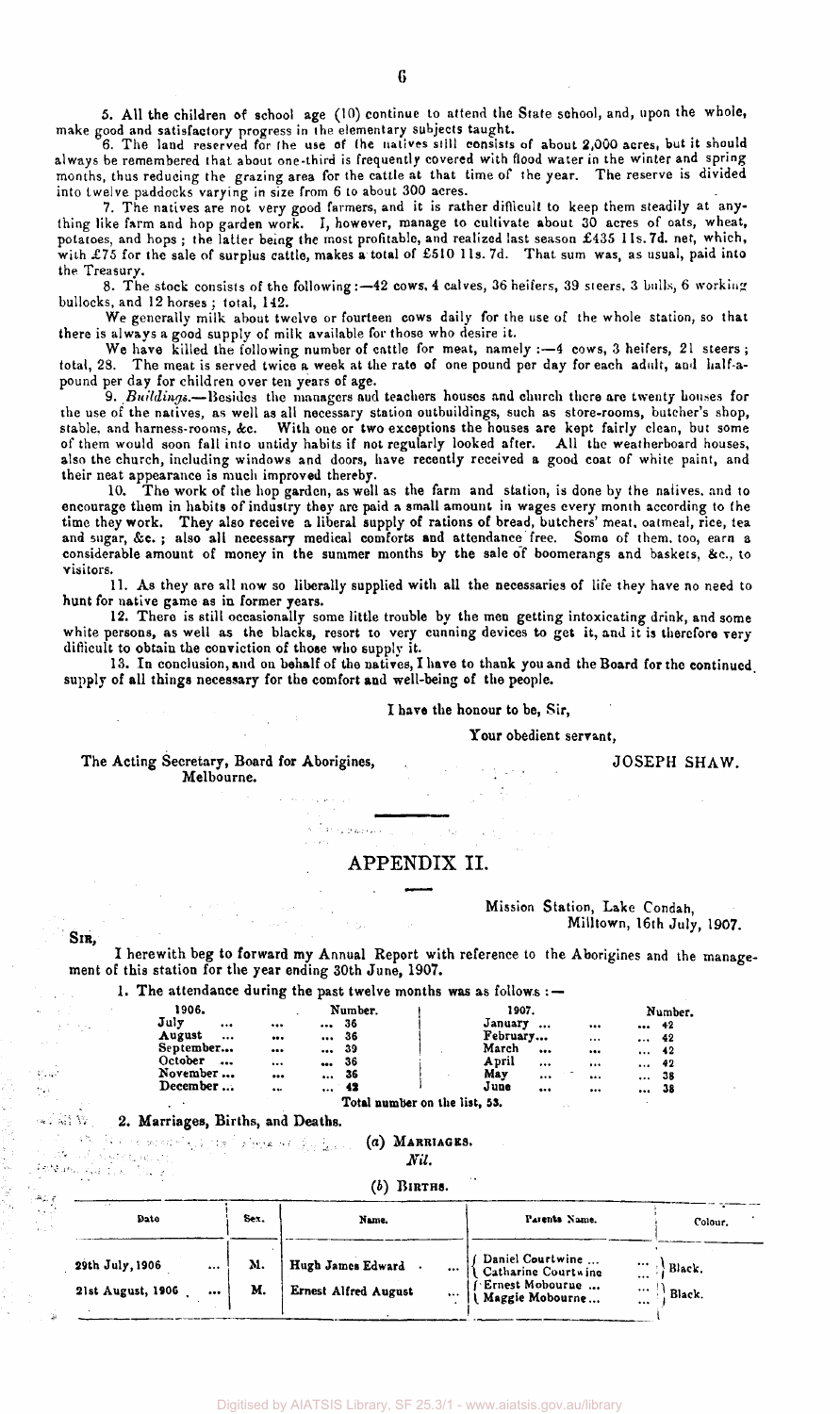5. All the children of school age (10) continue to attend the State school, and, upon the whole, make good and satisfactory progress in the elementary subjects taught.

6. The land reserved for the use of the natives still consists of about 2,000 acres, but it should always be remembered that about one-third is frequently covered with flood water in the winter and spring months, thus reducing the grazing area for the cattle at that time of the year. The reserve is divided into twelve paddocks varying in size from 6 to about 300 acres.

7. The natives are not very good farmers, and it is rather difficult to keep them steadily at anything like farm and hop garden work. I, however, manage to cultivate about 30 acres of oats, wheat, potatoes, and hops; the latter being the most profitable, and realized last season £435 11s. 7d. net, which, with £75 for the sale of surplus cattle, makes a total of £510 11s. 7d. That sum was, as usual, paid into the Treasury.

8. The stock consists of the following:—42 cows, 4 calves, 36 heifers, 39 steers, 3 bulls, 6 working bullocks, and 12 horses; total, 142.

We generally milk about twelve or fourteen cows daily for the use of the whole station, so that there is always a good supply of milk available for those who desire it.

We have killed the following number of cattle for meat, namely:—4 cows, 3 heifers, 21 steers; total, 28. The meat is served twice a week at the rate of one pound per day for each adult, and half-a-pound per day for children over ten years of age.

9. *Buildings.*—Besides the managers and teachers houses and church there are twenty houses for the use of the natives, as well as all necessary station outbuildings, such as store-rooms, butcher's shop, stable, and harness-rooms, &c. With one or two exceptions the houses are kept fairly clean, but some of them would soon fall into untidy habits if not regularly looked after. All the weatherboard houses, also the church, including windows and doors, have recently received a good coat of white paint, and their neat appearance is much improved thereby.

10. The work of the hop garden, as well as the farm and station, is done by the natives, and to encourage them in habits of industry they are paid a small amount in wages every month according to the time they work. They also receive a liberal supply of rations of bread, butchers' meat, oatmeal, rice, tea and sugar, &c.; also all necessary medical comforts and attendance free. Some of them, too, earn a considerable amount of money in the summer months by the sale of boomerangs and baskets, &c., to visitors.

11. As they are all now so liberally supplied with all the necessaries of life they have no need to hunt for native game as in former years.

12. There is still occasionally some little trouble by the men getting intoxicating drink, and some white persons, as well as the blacks, resort to very cunning devices to get it, and it is therefore very difficult to obtain the conviction of those who supply it.

13. In conclusion, and on behalf of the natives, I have to thank you and the Board for the continued supply of all things necessary for the comfort and well-being of the people.

I have the honour to be, Sir,

Your obedient servant,

JOSEPH SHAW.

The Acting Secretary, Board for Aborigines,
Melbourne.

## APPENDIX II.

Mission Station, Lake Condah,
Milltown, 16th July, 1907.

SIR,

I herewith beg to forward my Annual Report with reference to the Aborigines and the management of this station for the year ending 30th June, 1907.

1. The attendance during the past twelve months was as follows:—

| 1906. | Number. | 1907. | Number. |
|---|---|---|---|
| July | 36 | January | 42 |
| August | 36 | February | 42 |
| September | 39 | March | 42 |
| October | 36 | April | 42 |
| November | 36 | May | 38 |
| December | 42 | June | 38 |

Total number on the list, 53.

2. Marriages, Births, and Deaths.

(*a*) MARRIAGES.

*Nil.*

(*b*) BIRTHS.

| Date | Sex. | Name. | Parents Name. | Colour. |
|---|---|---|---|---|
| 29th July, 1906 | M. | Hugh James Edward | Daniel Courtwine / Catharine Courtwine | Black. |
| 21st August, 1906 | M. | Ernest Alfred August | Ernest Mobourne / Maggie Mobourne | Black. |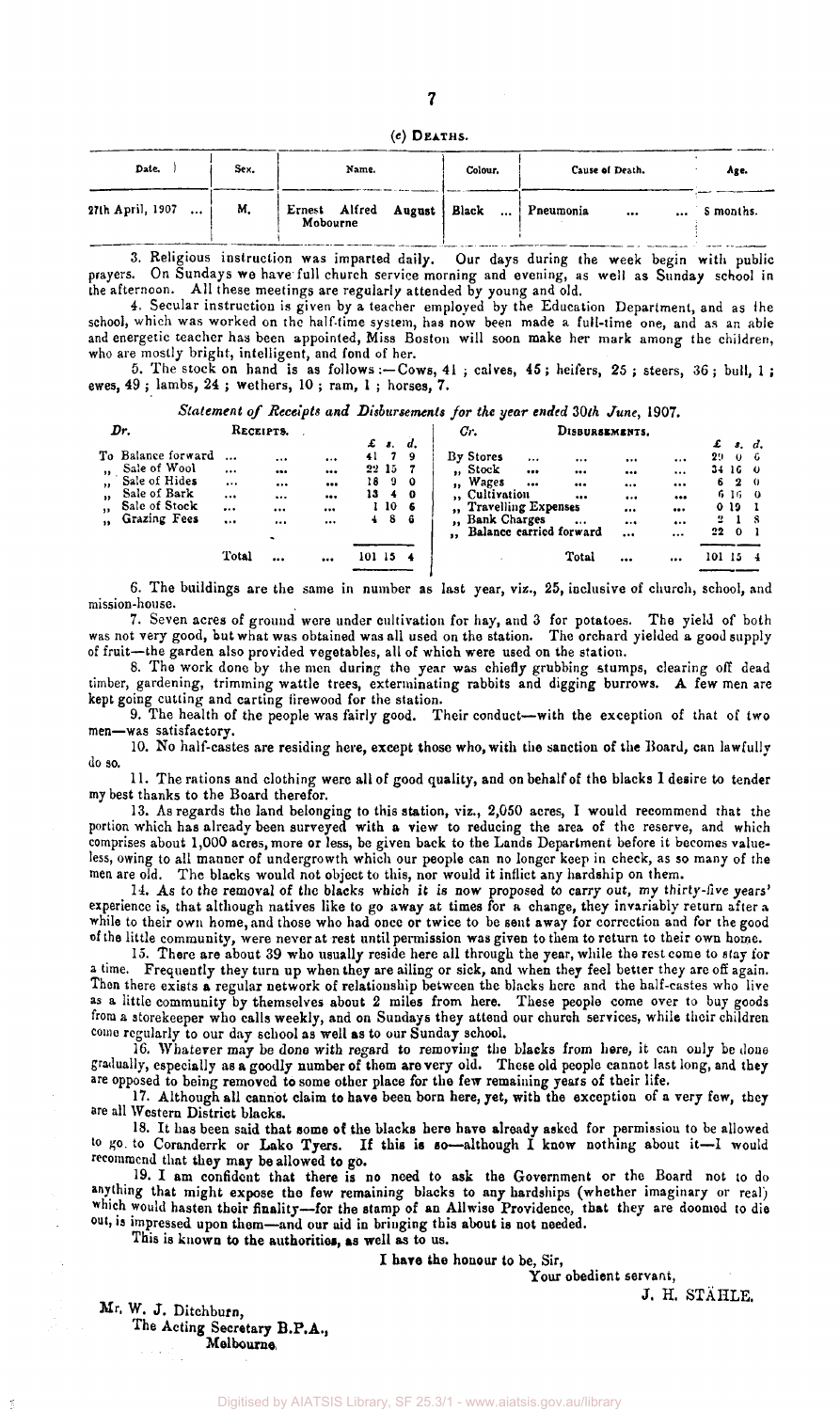(c) DEATHS.

| Date. | Sex. | Name. | Colour. | Cause of Death. | Age. |
|---|---|---|---|---|---|
| 27th April, 1907 ... | M. | Ernest Alfred August Mobourne | Black ... | Pneumonia ... ... | 8 months. |

3. Religious instruction was imparted daily. Our days during the week begin with public prayers. On Sundays we have full church service morning and evening, as well as Sunday school in the afternoon. All these meetings are regularly attended by young and old.

4. Secular instruction is given by a teacher employed by the Education Department, and as the school, which was worked on the half-time system, has now been made a full-time one, and as an able and energetic teacher has been appointed, Miss Boston will soon make her mark among the children, who are mostly bright, intelligent, and fond of her.

5. The stock on hand is as follows:—Cows, 41; calves, 45; heifers, 25; steers, 36; bull, 1; ewes, 49; lambs, 24; wethers, 10; ram, 1; horses, 7.

*Statement of Receipts and Disbursements for the year ended* 30*th June*, 1907.

| *Dr.* RECEIPTS. | £ s. d. | *Cr.* DISBURSEMENTS. | £ s. d. |
|---|---|---|---|
| To Balance forward ... | 41 7 9 | By Stores ... | 29 0 6 |
| „ Sale of Wool ... | 22 15 7 | „ Stock ... | 34 16 0 |
| „ Sale of Hides ... | 18 9 0 | „ Wages ... | 6 2 0 |
| „ Sale of Bark ... | 13 4 0 | „ Cultivation ... | 6 16 0 |
| „ Sale of Stock ... | 1 10 6 | „ Travelling Expenses ... | 0 19 1 |
| „ Grazing Fees ... | 4 8 6 | „ Bank Charges ... | 2 1 8 |
| | | „ Balance carried forward ... | 22 0 1 |
| Total ... | 101 15 4 | Total ... | 101 15 4 |

6. The buildings are the same in number as last year, viz., 25, inclusive of church, school, and mission-house.

7. Seven acres of ground were under cultivation for hay, and 3 for potatoes. The yield of both was not very good, but what was obtained was all used on the station. The orchard yielded a good supply of fruit—the garden also provided vegetables, all of which were used on the station.

8. The work done by the men during the year was chiefly grubbing stumps, clearing off dead timber, gardening, trimming wattle trees, exterminating rabbits and digging burrows. A few men are kept going cutting and carting firewood for the station.

9. The health of the people was fairly good. Their conduct—with the exception of that of two men—was satisfactory.

10. No half-castes are residing here, except those who, with the sanction of the Board, can lawfully do so.

11. The rations and clothing were all of good quality, and on behalf of the blacks I desire to tender my best thanks to the Board therefor.

13. As regards the land belonging to this station, viz., 2,050 acres, I would recommend that the portion which has already been surveyed with a view to reducing the area of the reserve, and which comprises about 1,000 acres, more or less, be given back to the Lands Department before it becomes valueless, owing to all manner of undergrowth which our people can no longer keep in check, as so many of the men are old. The blacks would not object to this, nor would it inflict any hardship on them.

14. As to the removal of the blacks which it is now proposed to carry out, my thirty-five years' experience is, that although natives like to go away at times for a change, they invariably return after a while to their own home, and those who had once or twice to be sent away for correction and for the good of the little community, were never at rest until permission was given to them to return to their own home.

15. There are about 39 who usually reside here all through the year, while the rest come to stay for a time. Frequently they turn up when they are ailing or sick, and when they feel better they are off again. Then there exists a regular network of relationship between the blacks here and the half-castes who live as a little community by themselves about 2 miles from here. These people come over to buy goods from a storekeeper who calls weekly, and on Sundays they attend our church services, while their children come regularly to our day school as well as to our Sunday school.

16. Whatever may be done with regard to removing the blacks from here, it can only be done gradually, especially as a goodly number of them are very old. These old people cannot last long, and they are opposed to being removed to some other place for the few remaining years of their life.

17. Although all cannot claim to have been born here, yet, with the exception of a very few, they are all Western District blacks.

18. It has been said that some of the blacks here have already asked for permission to be allowed to go to Coranderrk or Lake Tyers. If this is so—although I know nothing about it—I would recommend that they may be allowed to go.

19. I am confident that there is no need to ask the Government or the Board not to do anything that might expose the few remaining blacks to any hardships (whether imaginary or real) which would hasten their finality—for the stamp of an Allwise Providence, that they are doomed to die out, is impressed upon them—and our aid in bringing this about is not needed.

This is known to the authorities, as well as to us.

I have the honour to be, Sir,
Your obedient servant,
J. H. STÄHLE.

Mr. W. J. Ditchburn,
The Acting Secretary B.P.A.,
Melbourne.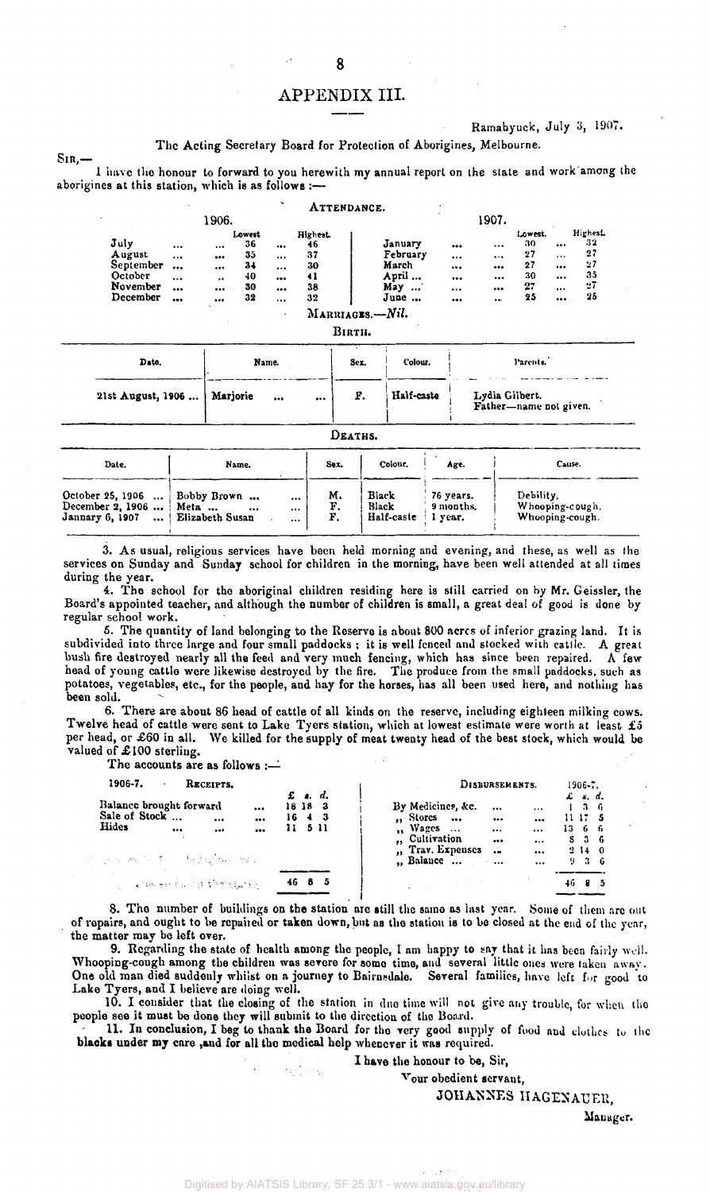# APPENDIX III.

Ramahyuck, July 3, 1907.

The Acting Secretary Board for Protection of Aborigines, Melbourne.

SIR,—

I have the honour to forward to you herewith my annual report on the state and work among the aborigines at this station, which is as follows :—

## ATTENDANCE.

| 1906. | Lowest | Highest. | 1907. | Lowest. | Highest. |
|---|---|---|---|---|---|
| July | 36 | 46 | January | 30 | 32 |
| August | 35 | 37 | February | 27 | 27 |
| September | 34 | 30 | March | 27 | 27 |
| October | 40 | 41 | April | 30 | 35 |
| November | 30 | 38 | May | 27 | 27 |
| December | 32 | 32 | June | 25 | 25 |

MARRIAGES.—*Nil.*

## BIRTH.

| Date. | Name. | Sex. | Colour. | Parents. |
|---|---|---|---|---|
| 21st August, 1906 | Marjorie | F. | Half-caste | Lydia Gilbert. Father—name not given. |

## DEATHS.

| Date. | Name. | Sex. | Colour. | Age. | Cause. |
|---|---|---|---|---|---|
| October 25, 1906 | Bobby Brown | M. | Black | 76 years. | Debility. |
| December 2, 1906 | Meta | F. | Black | 9 months. | Whooping-cough. |
| January 6, 1907 | Elizabeth Susan | F. | Half-caste | 1 year. | Whooping-cough. |

3. As usual, religious services have been held morning and evening, and these, as well as the services on Sunday and Sunday school for children in the morning, have been well attended at all times during the year.

4. The school for the aboriginal children residing here is still carried on by Mr. Geissler, the Board's appointed teacher, and although the number of children is small, a great deal of good is done by regular school work.

5. The quantity of land belonging to the Reserve is about 800 acres of inferior grazing land. It is subdivided into three large and four small paddocks; it is well fenced and stocked with cattle. A great bush fire destroyed nearly all the feed and very much fencing, which has since been repaired. A few head of young cattle were likewise destroyed by the fire. The produce from the small paddocks, such as potatoes, vegetables, etc., for the people, and hay for the horses, has all been used here, and nothing has been sold.

6. There are about 86 head of cattle of all kinds on the reserve, including eighteen milking cows. Twelve head of cattle were sent to Lake Tyers station, which at lowest estimate were worth at least £5 per head, or £60 in all. We killed for the supply of meat twenty head of the best stock, which would be valued of £100 sterling.

The accounts are as follows :—

| 1906-7. RECEIPTS. | £ s. d. | DISBURSEMENTS. | 1906-7. £ s. d. |
|---|---|---|---|
| Balance brought forward | 18 18 3 | By Medicines, &c. | 1 3 6 |
| Sale of Stock | 16 4 3 | ,, Stores | 11 17 5 |
| Hides | 11 5 11 | ,, Wages | 13 6 6 |
| | | ,, Cultivation | 8 3 6 |
| | | ,, Trav. Expenses | 2 14 0 |
| | | ,, Balance | 9 3 6 |
| | 46 8 5 | | 46 8 5 |

8. The number of buildings on the station are still the same as last year. Some of them are out of repairs, and ought to be repaired or taken down, but as the station is to be closed at the end of the year, the matter may be left over.

9. Regarding the state of health among the people, I am happy to say that it has been fairly well. Whooping-cough among the children was severe for some time, and several little ones were taken away. One old man died suddenly whilst on a journey to Bairnsdale. Several families, have left for good to Lake Tyers, and I believe are doing well.

10. I consider that the closing of the station in due time will not give any trouble, for when the people see it must be done they will submit to the direction of the Board.

11. In conclusion, I beg to thank the Board for the very good supply of food and clothes to the blacks under my care, and for all the medical help whenever it was required.

I have the honour to be, Sir,

Your obedient servant,

JOHANNES HAGENAUER,

Manager.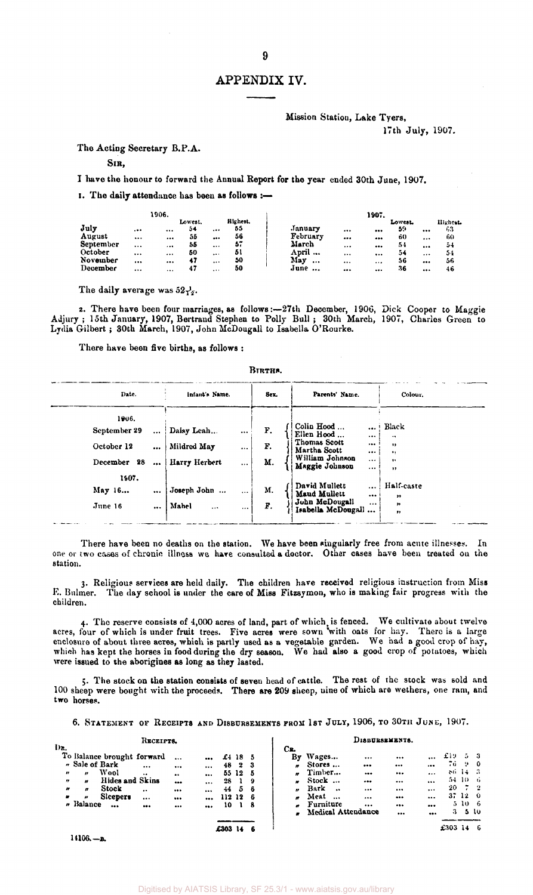# APPENDIX IV.

Mission Station, Lake Tyers,
17th July, 1907.

The Acting Secretary B.P.A.

SIR,

I have the honour to forward the Annual Report for the year ended 30th June, 1907.

1. The daily attendance has been as follows :—

| 1906. | Lowest. | Highest. | 1907. | Lowest. | Highest. |
|---|---|---|---|---|---|
| July | 54 | 55 | January | 59 | 63 |
| August | 55 | 56 | February | 60 | 60 |
| September | 55 | 57 | March | 54 | 54 |
| October | 50 | 51 | April | 54 | 54 |
| November | 47 | 50 | May | 56 | 56 |
| December | 47 | 50 | June | 36 | 46 |

The daily average was $52\frac{1}{12}$.

2. There have been four marriages, as follows :—27th December, 1906, Dick Cooper to Maggie Adjury ; 15th January, 1907, Bertrand Stephen to Polly Bull ; 30th March, 1907, Charles Green to Lydia Gilbert ; 30th March, 1907, John McDougall to Isabella O'Rourke.

There have been five births, as follows :

BIRTHS.

| Date. | Infant's Name. | Sex. | Parents' Name. | Colour. |
|---|---|---|---|---|
| 1906. | | | | |
| September 29 | Daisy Leah | F. | Colin Hood / Ellen Hood | Black / ,, |
| October 12 | Mildred May | F. | Thomas Scott / Martha Scott | ,, / ,, |
| December 28 | Harry Herbert | M. | William Johnson / Maggie Johnson | ,, / ,, |
| 1907. | | | | |
| May 16 | Joseph John | M. | David Mullett / Maud Mullett | Half-caste / ,, |
| June 16 | Mabel | F. | John McDougall / Isabella McDougall | ,, / ,, |

There have been no deaths on the station. We have been singularly free from acute illnesses. In one or two cases of chronic illness we have consulted a doctor. Other cases have been treated on the station.

3. Religious services are held daily. The children have received religious instruction from Miss E. Bulmer. The day school is under the care of Miss Fitzsymon, who is making fair progress with the children.

4. The reserve consists of 4,000 acres of land, part of which is fenced. We cultivate about twelve acres, four of which is under fruit trees. Five acres were sown with oats for hay. There is a large enclosure of about three acres, which is partly used as a vegetable garden. We had a good crop of hay, which has kept the horses in food during the dry season. We had also a good crop of potatoes, which were issued to the aborigines as long as they lasted.

5. The stock on the station consists of seven head of cattle. The rest of the stock was sold and 100 sheep were bought with the proceeds. There are 209 sheep, nine of which are wethers, one ram, and two horses.

6. STATEMENT OF RECEIPTS AND DISBURSEMENTS FROM 1ST JULY, 1906, TO 30TH JUNE, 1907.

| Dr. RECEIPTS. | £ | s. | d. | Cr. DISBURSEMENTS. | £ | s. | d. |
|---|---|---|---|---|---|---|---|
| To Balance brought forward | 4 | 18 | 5 | By Wages | 19 | 5 | 3 |
| " Sale of Bark | 48 | 2 | 3 | " Stores | 76 | 9 | 0 |
| " " Wool | 55 | 12 | 5 | " Timber | 86 | 14 | 3 |
| " " Hides and Skins | 28 | 1 | 9 | " Stock | 54 | 10 | 6 |
| " " Stock | 44 | 5 | 6 | " Bark | 20 | 7 | 2 |
| " " Sleepers | 112 | 12 | 6 | " Meat | 37 | 12 | 0 |
| " Balance | 10 | 1 | 8 | " Furniture | 5 | 10 | 6 |
| | | | | " Medical Attendance | 3 | 5 | 10 |
| | £303 | 14 | 6 | | £303 | 14 | 6 |

14106.—B.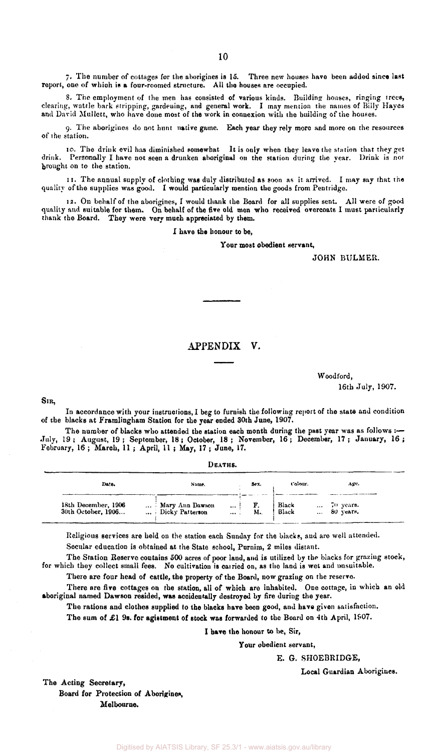7. The number of cottages for the aborigines is 15. Three new houses have been added since last report, one of which is a four-roomed structure. All the houses are occupied.

8. The employment of the men has consisted of various kinds. Building houses, ringing trees, clearing, wattle bark stripping, gardening, and general work. I may mention the names of Billy Hayes and David Mullett, who have done most of the work in connexion with the building of the houses.

9. The aborigines do not hunt native game. Each year they rely more and more on the resources of the station.

10. The drink evil has diminished somewhat It is only when they leave the station that they get drink. Personally I have not seen a drunken aboriginal on the station during the year. Drink is not brought on to the station.

11. The annual supply of clothing was duly distributed as soon as it arrived. I may say that the quality of the supplies was good. I would particularly mention the goods from Pentridge.

12. On behalf of the aborigines, I would thank the Board for all supplies sent. All were of good quality and suitable for them. On behalf of the five old men who received overcoats I must particularly thank the Board. They were very much appreciated by them.

I have the honour to be,

Your most obedient servant,

JOHN BULMER.

---

## APPENDIX V.

Woodford,
16th July, 1907.

SIR,

In accordance with your instructions, I beg to furnish the following report of the state and condition of the blacks at Framlingham Station for the year ended 30th June, 1907.

The number of blacks who attended the station each month during the past year was as follows :— July, 19 ; August, 19 ; September, 18 ; October, 18 ; November, 16 ; December, 17 ; January, 16 ; February, 16 ; March, 11 ; April, 11 ; May, 17 ; June, 17.

DEATHS.

| Date. | Name. | Sex. | Colour. | Age. |
|---|---|---|---|---|
| 18th December, 1906 | Mary Ann Dawson | F. | Black | 70 years. |
| 30th October, 1906 | Dicky Patterson | M. | Black | 80 years. |

Religious services are held on the station each Sunday for the blacks, and are well attended.

Secular education is obtained at the State school, Purnim, 2 miles distant.

The Station Reserve contains 500 acres of poor land, and is utilized by the blacks for grazing stock, for which they collect small fees. No cultivation is carried on, as the land is wet and unsuitable.

There are four head of cattle, the property of the Board, now grazing on the reserve.

There are five cottages on the station, all of which are inhabited. One cottage, in which an old aboriginal named Dawson resided, was accidentally destroyed by fire during the year.

The rations and clothes supplied to the blacks have been good, and have given satisfaction.

The sum of £1 9s. for agistment of stock was forwarded to the Board on 4th April, 1907.

I have the honour to be, Sir,

Your obedient servant,

E. G. SHOEBRIDGE,

Local Guardian Aborigines.

The Acting Secretary,
Board for Protection of Aborigines,
Melbourne.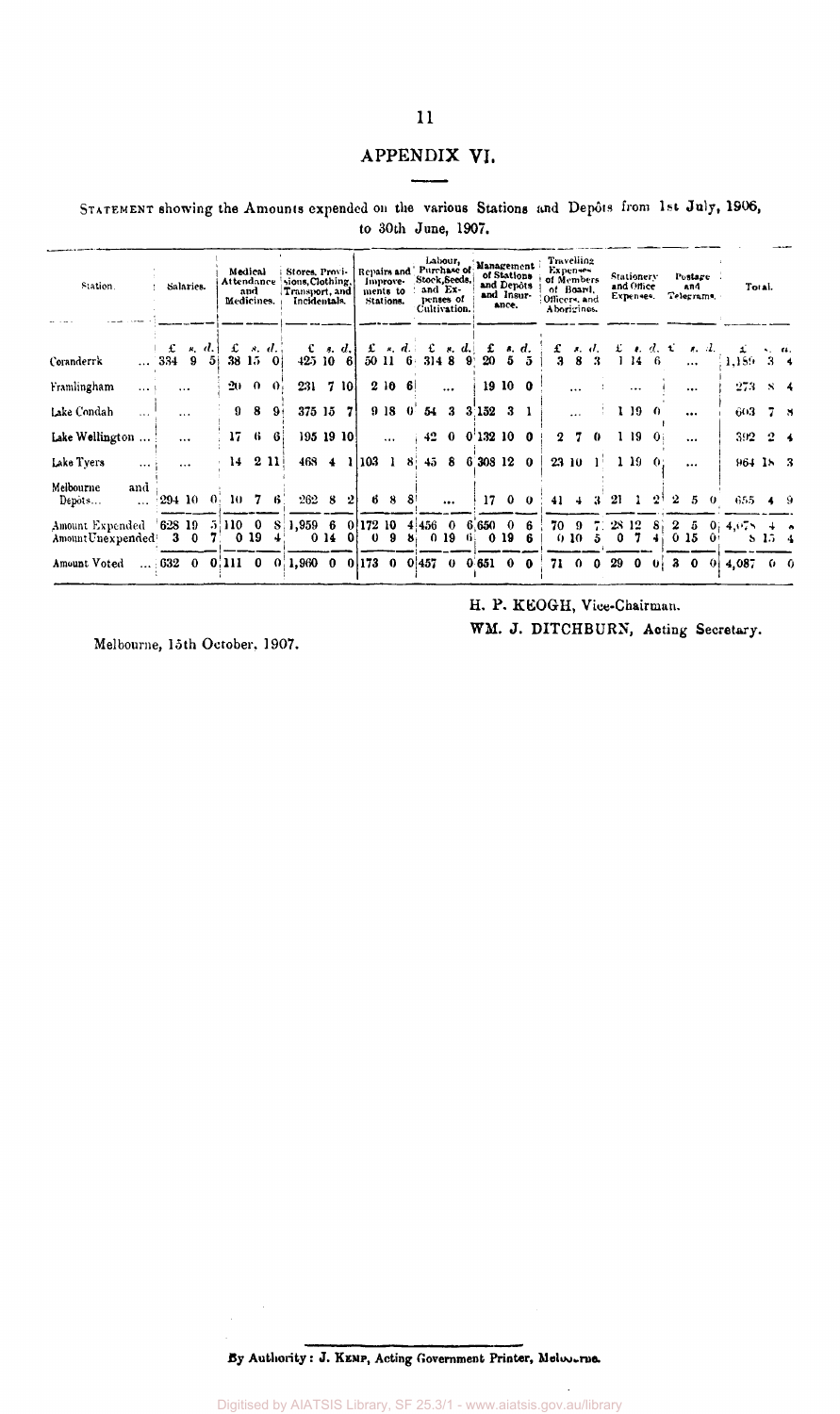# APPENDIX VI.

STATEMENT showing the Amounts expended on the various Stations and Depôts from 1st July, 1906, to 30th June, 1907.

| Station. | Salaries. | Medical Attendance and Medicines. | Stores, Provisions, Clothing, Transport, and Incidentals. | Repairs and Improvements to Stations. | Labour, Purchase of Stock, Seeds, and Expenses of Cultivation. | Management of Stations and Depôts and Insurance. | Travelling Expenses of Members of Board, Officers, and Aborigines. | Stationery and Office Expenses. | Postage and Telegrams. | Total. |
|---|---|---|---|---|---|---|---|---|---|---|
| | £ s. d. | £ s. d. | £ s. d. | £ s. d. | £ s. d. | £ s. d. | £ s. d. | £ s. d. | £ s. d. | £ s. d. |
| Coranderrk ... | 334 9 5 | 38 15 0 | 425 10 6 | 50 11 6 | 314 8 9 | 20 5 5 | 3 8 3 | 1 14 6 | ... | 1,189 3 4 |
| Framlingham ... | ... | 20 0 0 | 231 7 10 | 2 10 6 | ... | 19 10 0 | ... | ... | ... | 273 8 4 |
| Lake Condah ... | ... | 9 8 9 | 375 15 7 | 9 18 0 | 54 3 3 | 152 3 1 | ... | 1 19 0 | ... | 603 7 8 |
| Lake Wellington ... | ... | 17 6 6 | 195 19 10 | ... | 42 0 0 | 132 10 0 | 2 7 0 | 1 19 0 | ... | 392 2 4 |
| Lake Tyers ... | ... | 14 2 11 | 468 4 1 | 103 1 8 | 45 8 6 | 308 12 0 | 23 10 1 | 1 19 0 | ... | 964 18 3 |
| Melbourne and Depôts... | 294 10 0 | 10 7 6 | 262 8 2 | 6 8 8 | ... | 17 0 0 | 41 4 3 | 21 1 2 | 2 5 0 | 655 4 9 |
| Amount Expended | 628 19 5 | 110 0 8 | 1,959 6 0 | 172 10 4 | 456 0 6 | 650 0 6 | 70 9 7 | 28 12 8 | 2 5 0 | 4,078 4 8 |
| Amount Unexpended | 3 0 7 | 0 19 4 | 0 14 0 | 0 9 8 | 0 19 6 | 0 19 6 | 0 10 5 | 0 7 4 | 0 15 0 | 8 15 4 |
| Amount Voted ... | 632 0 0 | 111 0 0 | 1,960 0 0 | 173 0 0 | 457 0 0 | 651 0 0 | 71 0 0 | 29 0 0 | 3 0 0 | 4,087 0 0 |

H. P. KEOGH, Vice-Chairman.

WM. J. DITCHBURN, Acting Secretary.

Melbourne, 15th October, 1907.

By Authority: J. KEMP, Acting Government Printer, Melbourne.